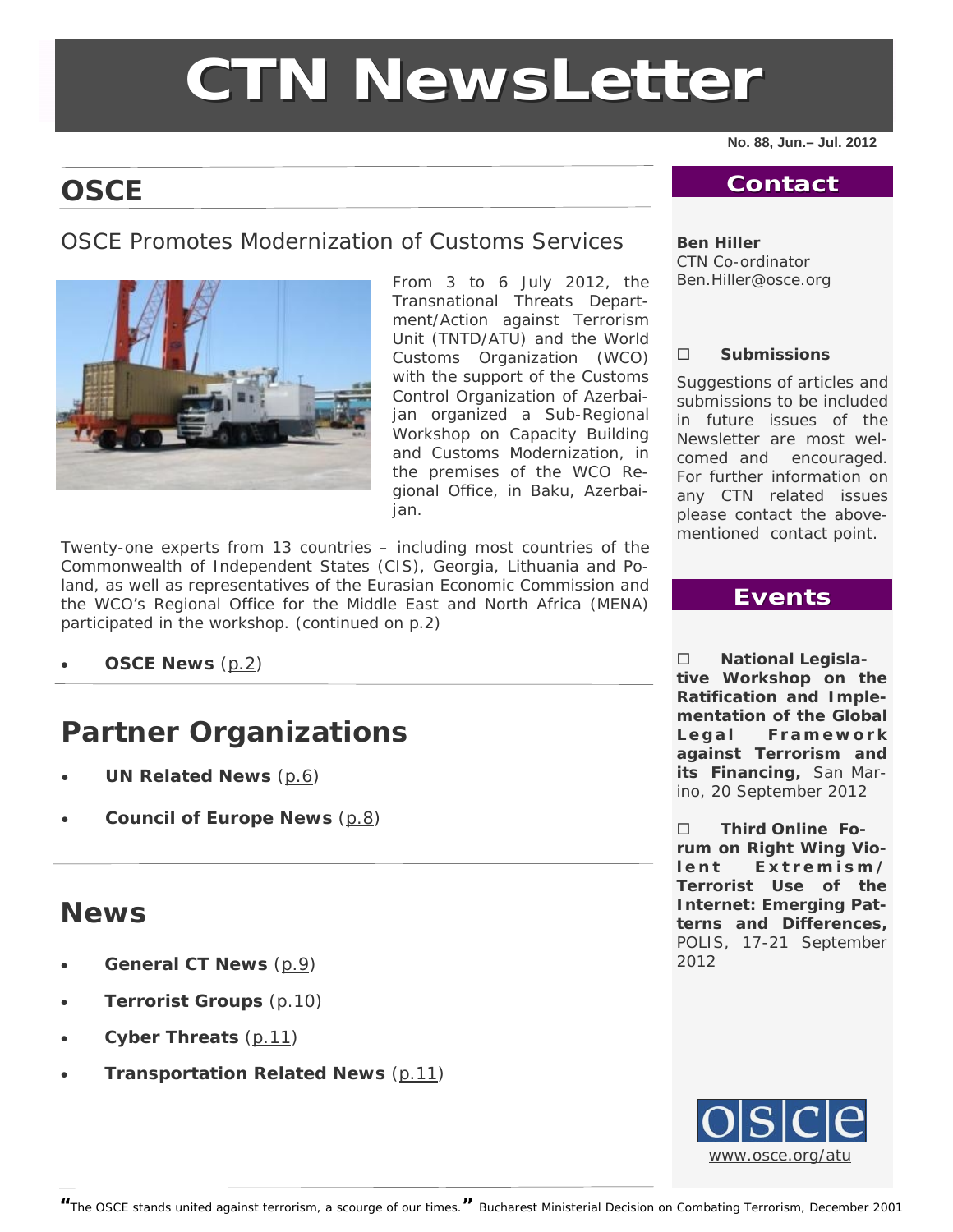# CTN NewsLetter

No. 88, Jun.– Jul. 2012

## OSCE

### OSCE Promotes Modernization of Customs Services

*From 3 to 6 July 2012, the Transnational Threats Department/Action against Terrorism Unit (TNTD/ATU) and the World Customs Organization (WCO) with the support of the Customs Control Organization of Azerbaijan organized a Sub-Regional Workshop on Capacity Building and Customs Modernization, in the premises of the WCO Regional Office, in Baku, Azerbaijan.*

Twenty-one experts from 13 countries – including most countries of the Commonwealth of Independent States (CIS), Georgia, Lithuania and Poland, as well as representatives of the Eurasian Economic Commission and the WCO's Regional Office for the Middle East and North Africa (MENA) participated in the workshop. (continued on p.2)

- **OSCE News** (p.2)

## Partner Organizations

- **UN Related News** (p.6)
- **Council of Europe News** (p.8)

## News

- **General CT News** (p.9)
- **Terrorist Groups** (p.10)
- **Cyber Threats** (p.11)
- **Transportation Related News** (p.11)

## Contact

**Ben Hiller**
CTN Co-ordinator
Ben.Hiller@osce.org

**Submissions**

Suggestions of articles and submissions to be included in future issues of the Newsletter are most welcomed and encouraged. For further information on any CTN related issues please contact the above-mentioned contact point.

## Events

- **National Legislative Workshop on the Ratification and Implementation of the Global Legal Framework against Terrorism and its Financing,** San Marino, 20 September 2012

- **Third Online Forum on Right Wing Violent Extremism/ Terrorist Use of the Internet: Emerging Patterns and Differences,** POLIS, 17-21 September 2012

www.osce.org/atu

*"The OSCE stands united against terrorism, a scourge of our times." Bucharest Ministerial Decision on Combating Terrorism, December 2001*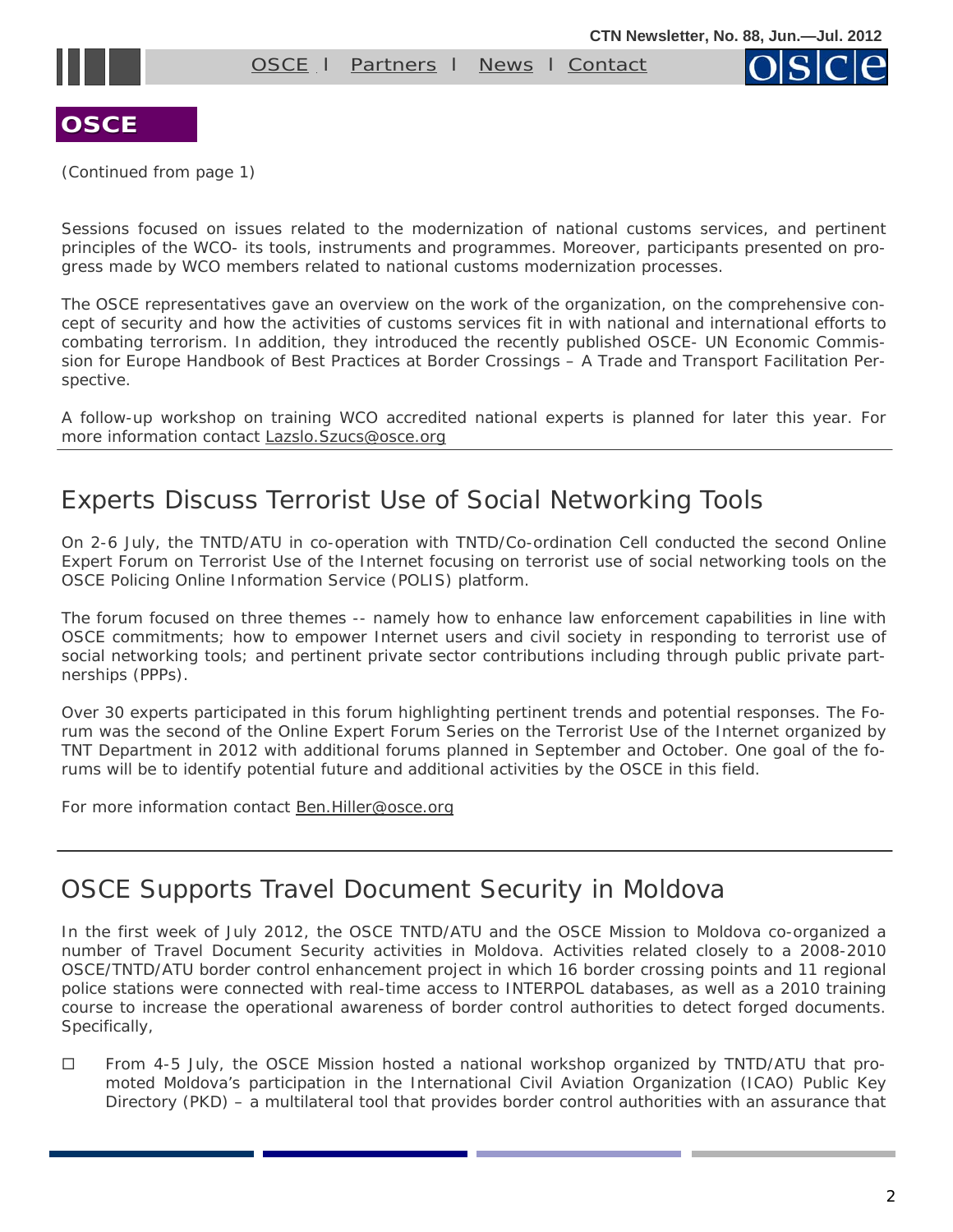## OSCE

(Continued from page 1)

Sessions focused on issues related to the modernization of national customs services, and pertinent principles of the WCO- its tools, instruments and programmes. Moreover, participants presented on progress made by WCO members related to national customs modernization processes.

The OSCE representatives gave an overview on the work of the organization, on the comprehensive concept of security and how the activities of customs services fit in with national and international efforts to combating terrorism. In addition, they introduced the recently published OSCE- UN Economic Commission for Europe Handbook of Best Practices at Border Crossings – A Trade and Transport Facilitation Perspective.

A follow-up workshop on training WCO accredited national experts is planned for later this year. For more information contact Lazslo.Szucs@osce.org

# Experts Discuss Terrorist Use of Social Networking Tools

On 2-6 July, the TNTD/ATU in co-operation with TNTD/Co-ordination Cell conducted the second Online Expert Forum on Terrorist Use of the Internet focusing on terrorist use of social networking tools on the OSCE Policing Online Information Service (POLIS) platform.

The forum focused on three themes -- namely how to enhance law enforcement capabilities in line with OSCE commitments; how to empower Internet users and civil society in responding to terrorist use of social networking tools; and pertinent private sector contributions including through public private partnerships (PPPs).

Over 30 experts participated in this forum highlighting pertinent trends and potential responses. The Forum was the second of the Online Expert Forum Series on the Terrorist Use of the Internet organized by TNT Department in 2012 with additional forums planned in September and October. One goal of the forums will be to identify potential future and additional activities by the OSCE in this field.

For more information contact Ben.Hiller@osce.org

# OSCE Supports Travel Document Security in Moldova

In the first week of July 2012, the OSCE TNTD/ATU and the OSCE Mission to Moldova co-organized a number of Travel Document Security activities in Moldova. Activities related closely to a 2008-2010 OSCE/TNTD/ATU border control enhancement project in which 16 border crossing points and 11 regional police stations were connected with real-time access to INTERPOL databases, as well as a 2010 training course to increase the operational awareness of border control authorities to detect forged documents. Specifically,

- From 4-5 July, the OSCE Mission hosted a national workshop organized by TNTD/ATU that promoted Moldova's participation in the International Civil Aviation Organization (ICAO) Public Key Directory (PKD) – a multilateral tool that provides border control authorities with an assurance that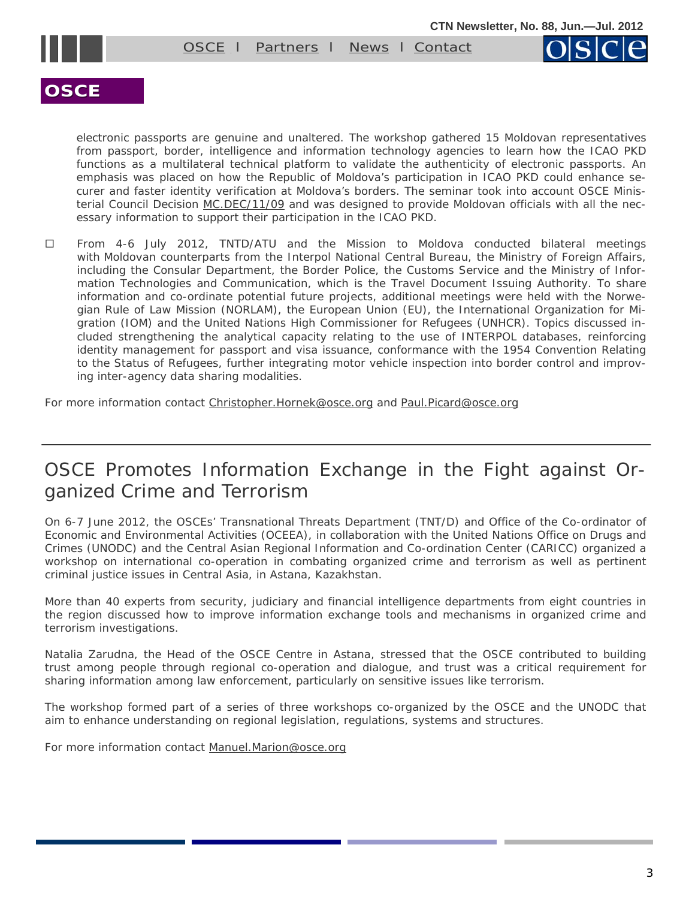electronic passports are genuine and unaltered. The workshop gathered 15 Moldovan representatives from passport, border, intelligence and information technology agencies to learn how the ICAO PKD functions as a multilateral technical platform to validate the authenticity of electronic passports. An emphasis was placed on how the Republic of Moldova's participation in ICAO PKD could enhance securer and faster identity verification at Moldova's borders. The seminar took into account OSCE Ministerial Council Decision MC.DEC/11/09 and was designed to provide Moldovan officials with all the necessary information to support their participation in the ICAO PKD.

- From 4-6 July 2012, TNTD/ATU and the Mission to Moldova conducted bilateral meetings with Moldovan counterparts from the Interpol National Central Bureau, the Ministry of Foreign Affairs, including the Consular Department, the Border Police, the Customs Service and the Ministry of Information Technologies and Communication, which is the Travel Document Issuing Authority. To share information and co-ordinate potential future projects, additional meetings were held with the Norwegian Rule of Law Mission (NORLAM), the European Union (EU), the International Organization for Migration (IOM) and the United Nations High Commissioner for Refugees (UNHCR). Topics discussed included strengthening the analytical capacity relating to the use of INTERPOL databases, reinforcing identity management for passport and visa issuance, conformance with the 1954 Convention Relating to the Status of Refugees, further integrating motor vehicle inspection into border control and improving inter-agency data sharing modalities.

For more information contact Christopher.Hornek@osce.org and Paul.Picard@osce.org

## OSCE Promotes Information Exchange in the Fight against Organized Crime and Terrorism

On 6-7 June 2012, the OSCEs' Transnational Threats Department (TNT/D) and Office of the Co-ordinator of Economic and Environmental Activities (OCEEA), in collaboration with the United Nations Office on Drugs and Crimes (UNODC) and the Central Asian Regional Information and Co-ordination Center (CARICC) organized a workshop on international co-operation in combating organized crime and terrorism as well as pertinent criminal justice issues in Central Asia, in Astana, Kazakhstan.

More than 40 experts from security, judiciary and financial intelligence departments from eight countries in the region discussed how to improve information exchange tools and mechanisms in organized crime and terrorism investigations.

Natalia Zarudna, the Head of the OSCE Centre in Astana, stressed that the OSCE contributed to building trust among people through regional co-operation and dialogue, and trust was a critical requirement for sharing information among law enforcement, particularly on sensitive issues like terrorism.

The workshop formed part of a series of three workshops co-organized by the OSCE and the UNODC that aim to enhance understanding on regional legislation, regulations, systems and structures.

For more information contact Manuel.Marion@osce.org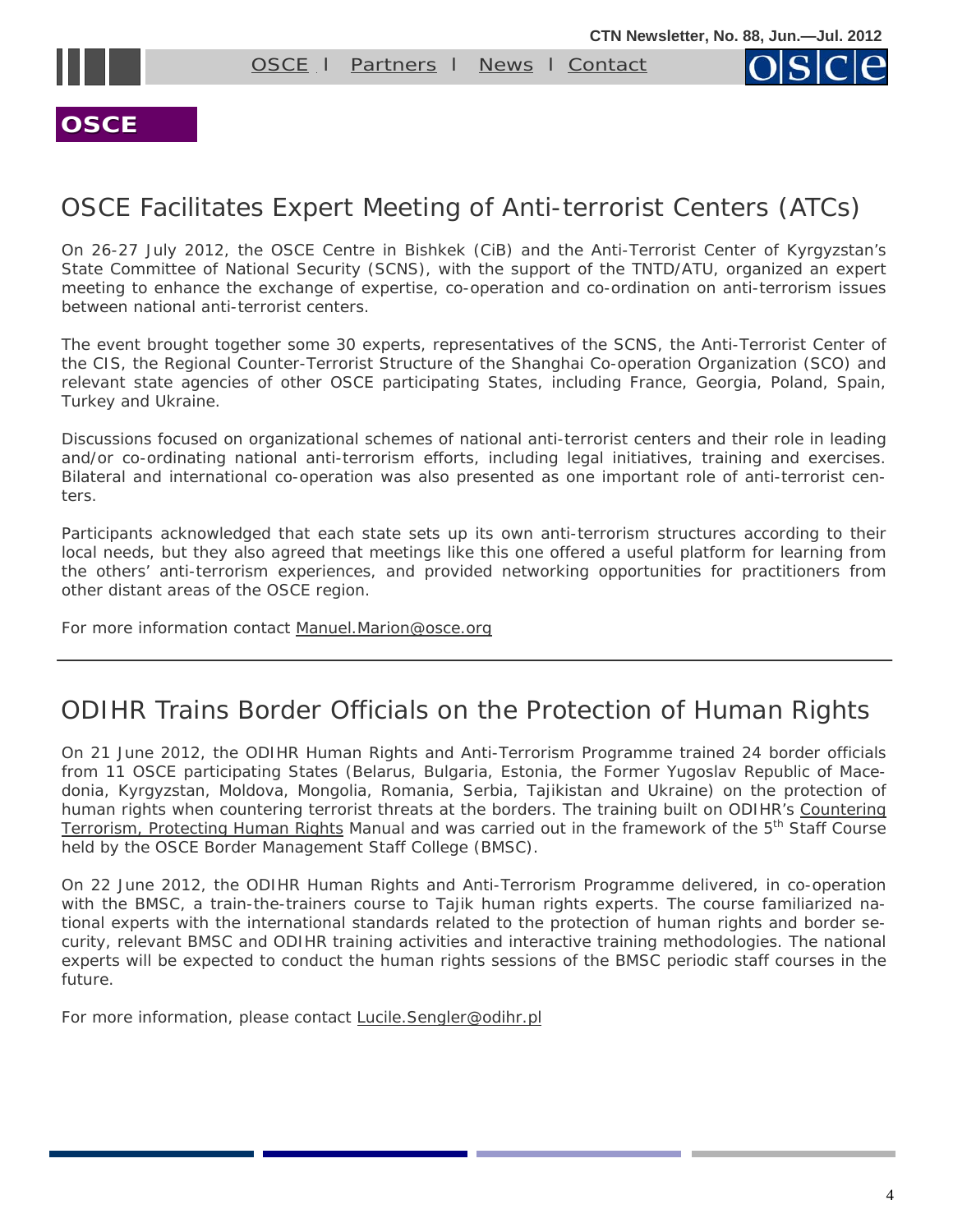# OSCE

## OSCE Facilitates Expert Meeting of Anti-terrorist Centers (ATCs)

On 26-27 July 2012, the OSCE Centre in Bishkek (CiB) and the Anti-Terrorist Center of Kyrgyzstan's State Committee of National Security (SCNS), with the support of the TNTD/ATU, organized an expert meeting to enhance the exchange of expertise, co-operation and co-ordination on anti-terrorism issues between national anti-terrorist centers.

The event brought together some 30 experts, representatives of the SCNS, the Anti-Terrorist Center of the CIS, the Regional Counter-Terrorist Structure of the Shanghai Co-operation Organization (SCO) and relevant state agencies of other OSCE participating States, including France, Georgia, Poland, Spain, Turkey and Ukraine.

Discussions focused on organizational schemes of national anti-terrorist centers and their role in leading and/or co-ordinating national anti-terrorism efforts, including legal initiatives, training and exercises. Bilateral and international co-operation was also presented as one important role of anti-terrorist centers.

Participants acknowledged that each state sets up its own anti-terrorism structures according to their local needs, but they also agreed that meetings like this one offered a useful platform for learning from the others' anti-terrorism experiences, and provided networking opportunities for practitioners from other distant areas of the OSCE region.

For more information contact Manuel.Marion@osce.org

---

## ODIHR Trains Border Officials on the Protection of Human Rights

On 21 June 2012, the ODIHR Human Rights and Anti-Terrorism Programme trained 24 border officials from 11 OSCE participating States (Belarus, Bulgaria, Estonia, the Former Yugoslav Republic of Macedonia, Kyrgyzstan, Moldova, Mongolia, Romania, Serbia, Tajikistan and Ukraine) on the protection of human rights when countering terrorist threats at the borders. The training built on ODIHR's Countering Terrorism, Protecting Human Rights Manual and was carried out in the framework of the 5th Staff Course held by the OSCE Border Management Staff College (BMSC).

On 22 June 2012, the ODIHR Human Rights and Anti-Terrorism Programme delivered, in co-operation with the BMSC, a train-the-trainers course to Tajik human rights experts. The course familiarized national experts with the international standards related to the protection of human rights and border security, relevant BMSC and ODIHR training activities and interactive training methodologies. The national experts will be expected to conduct the human rights sessions of the BMSC periodic staff courses in the future.

For more information, please contact Lucile.Sengler@odihr.pl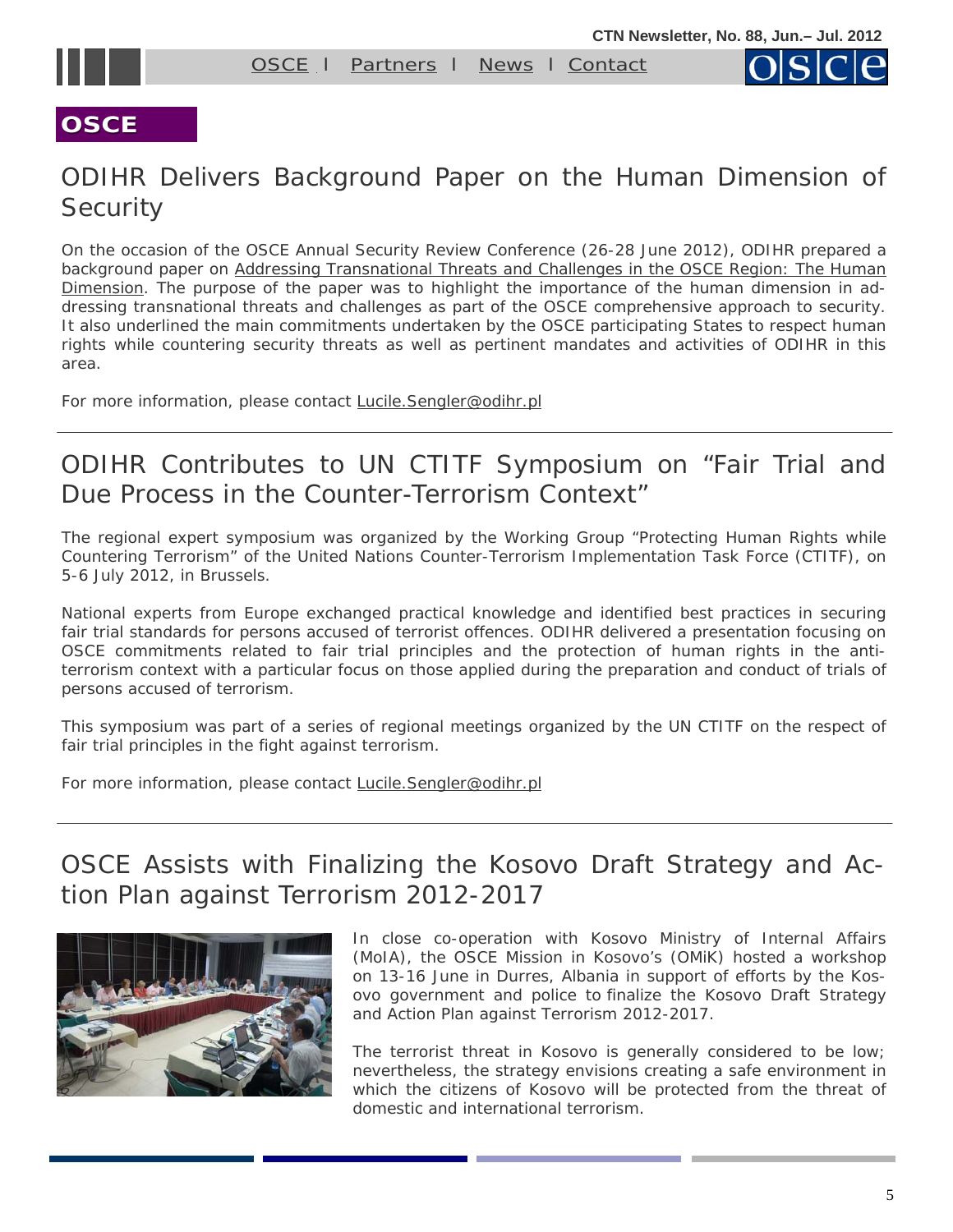## OSCE

# ODIHR Delivers Background Paper on the Human Dimension of Security

On the occasion of the OSCE Annual Security Review Conference (26-28 June 2012), ODIHR prepared a background paper on Addressing Transnational Threats and Challenges in the OSCE Region: The Human Dimension. The purpose of the paper was to highlight the importance of the human dimension in addressing transnational threats and challenges as part of the OSCE comprehensive approach to security. It also underlined the main commitments undertaken by the OSCE participating States to respect human rights while countering security threats as well as pertinent mandates and activities of ODIHR in this area.

For more information, please contact Lucile.Sengler@odihr.pl

# ODIHR Contributes to UN CTITF Symposium on "Fair Trial and Due Process in the Counter-Terrorism Context"

The regional expert symposium was organized by the Working Group "Protecting Human Rights while Countering Terrorism" of the United Nations Counter-Terrorism Implementation Task Force (CTITF), on 5-6 July 2012, in Brussels.

National experts from Europe exchanged practical knowledge and identified best practices in securing fair trial standards for persons accused of terrorist offences. ODIHR delivered a presentation focusing on OSCE commitments related to fair trial principles and the protection of human rights in the anti-terrorism context with a particular focus on those applied during the preparation and conduct of trials of persons accused of terrorism.

This symposium was part of a series of regional meetings organized by the UN CTITF on the respect of fair trial principles in the fight against terrorism.

For more information, please contact Lucile.Sengler@odihr.pl

# OSCE Assists with Finalizing the Kosovo Draft Strategy and Action Plan against Terrorism 2012-2017

In close co-operation with Kosovo Ministry of Internal Affairs (MoIA), the OSCE Mission in Kosovo's (OMiK) hosted a workshop on 13-16 June in Durres, Albania in support of efforts by the Kosovo government and police to finalize the Kosovo Draft Strategy and Action Plan against Terrorism 2012-2017.

The terrorist threat in Kosovo is generally considered to be low; nevertheless, the strategy envisions creating a safe environment in which the citizens of Kosovo will be protected from the threat of domestic and international terrorism.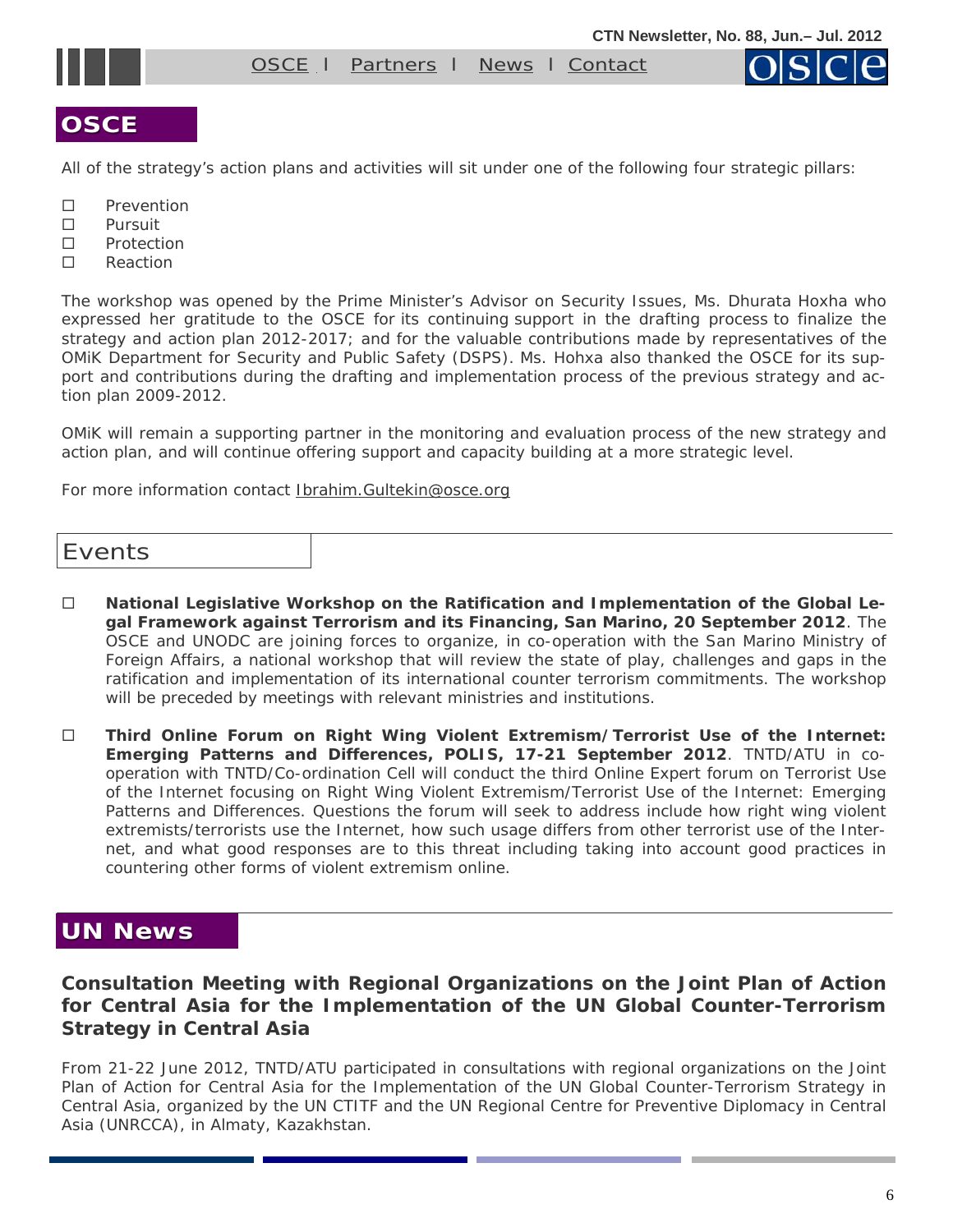## OSCE

All of the strategy's action plans and activities will sit under one of the following four strategic pillars:

- Prevention
- Pursuit
- Protection
- Reaction

The workshop was opened by the Prime Minister's Advisor on Security Issues, Ms. Dhurata Hoxha who expressed her gratitude to the OSCE for its continuing support in the drafting process to finalize the strategy and action plan 2012-2017; and for the valuable contributions made by representatives of the OMiK Department for Security and Public Safety (DSPS). Ms. Hohxa also thanked the OSCE for its support and contributions during the drafting and implementation process of the previous strategy and action plan 2009-2012.

OMiK will remain a supporting partner in the monitoring and evaluation process of the new strategy and action plan, and will continue offering support and capacity building at a more strategic level.

For more information contact Ibrahim.Gultekin@osce.org

## Events

- **National Legislative Workshop on the Ratification and Implementation of the Global Legal Framework against Terrorism and its Financing, San Marino, 20 September 2012**. The OSCE and UNODC are joining forces to organize, in co-operation with the San Marino Ministry of Foreign Affairs, a national workshop that will review the state of play, challenges and gaps in the ratification and implementation of its international counter terrorism commitments. The workshop will be preceded by meetings with relevant ministries and institutions.

- **Third Online Forum on Right Wing Violent Extremism/Terrorist Use of the Internet: Emerging Patterns and Differences, POLIS, 17-21 September 2012**. TNTD/ATU in co-operation with TNTD/Co-ordination Cell will conduct the third Online Expert forum on Terrorist Use of the Internet focusing on Right Wing Violent Extremism/Terrorist Use of the Internet: Emerging Patterns and Differences. Questions the forum will seek to address include how right wing violent extremists/terrorists use the Internet, how such usage differs from other terrorist use of the Internet, and what good responses are to this threat including taking into account good practices in countering other forms of violent extremism online.

## UN News

### Consultation Meeting with Regional Organizations on the Joint Plan of Action for Central Asia for the Implementation of the UN Global Counter-Terrorism Strategy in Central Asia

From 21-22 June 2012, TNTD/ATU participated in consultations with regional organizations on the Joint Plan of Action for Central Asia for the Implementation of the UN Global Counter-Terrorism Strategy in Central Asia, organized by the UN CTITF and the UN Regional Centre for Preventive Diplomacy in Central Asia (UNRCCA), in Almaty, Kazakhstan.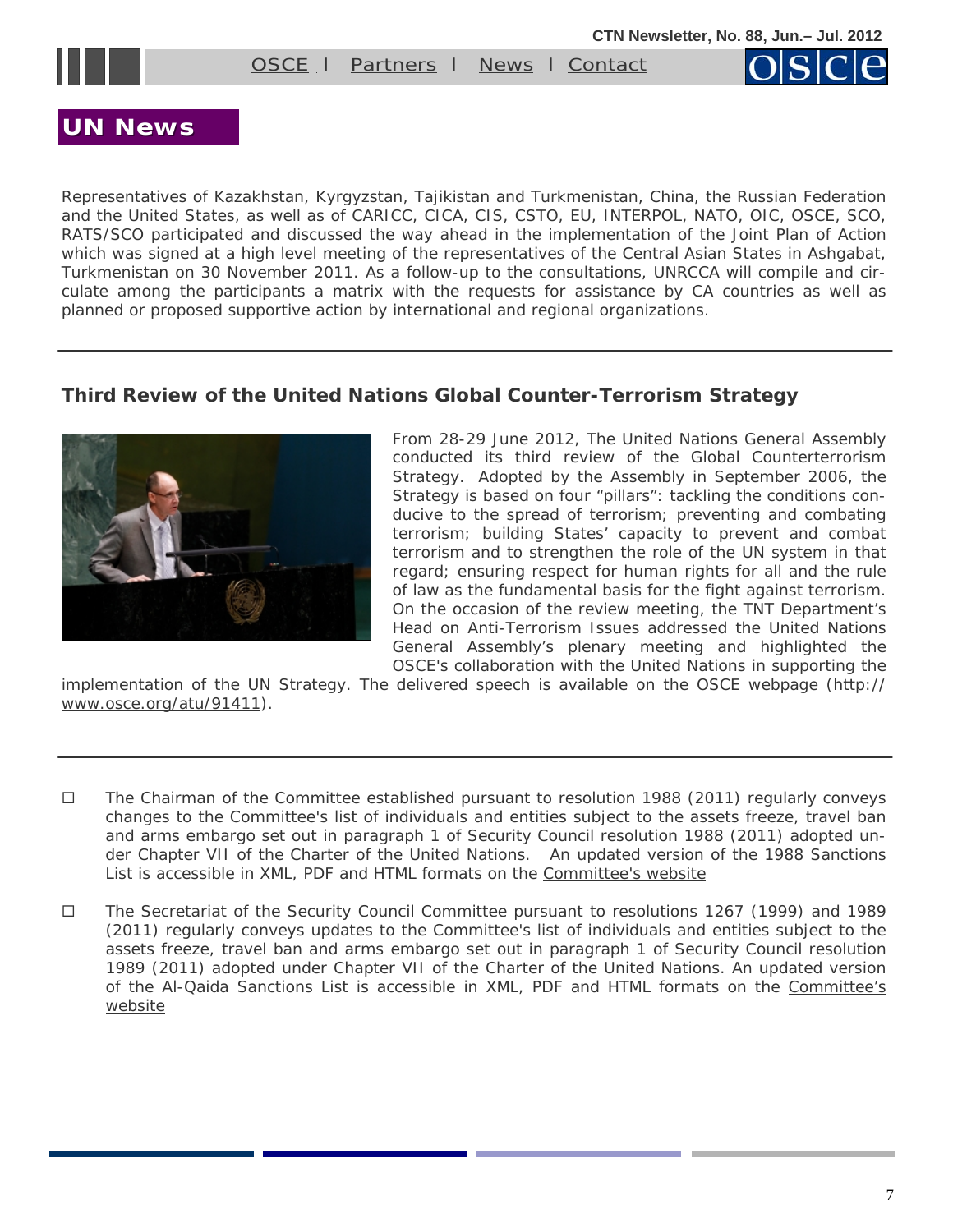## UN News

Representatives of Kazakhstan, Kyrgyzstan, Tajikistan and Turkmenistan, China, the Russian Federation and the United States, as well as of CARICC, CICA, CIS, CSTO, EU, INTERPOL, NATO, OIC, OSCE, SCO, RATS/SCO participated and discussed the way ahead in the implementation of the Joint Plan of Action which was signed at a high level meeting of the representatives of the Central Asian States in Ashgabat, Turkmenistan on 30 November 2011. As a follow-up to the consultations, UNRCCA will compile and circulate among the participants a matrix with the requests for assistance by CA countries as well as planned or proposed supportive action by international and regional organizations.

---

### Third Review of the United Nations Global Counter-Terrorism Strategy

From 28-29 June 2012, The United Nations General Assembly conducted its third review of the Global Counterterrorism Strategy. Adopted by the Assembly in September 2006, the Strategy is based on four "pillars": tackling the conditions conducive to the spread of terrorism; preventing and combating terrorism; building States' capacity to prevent and combat terrorism and to strengthen the role of the UN system in that regard; ensuring respect for human rights for all and the rule of law as the fundamental basis for the fight against terrorism. On the occasion of the review meeting, the TNT Department's Head on Anti-Terrorism Issues addressed the United Nations General Assembly's plenary meeting and highlighted the OSCE's collaboration with the United Nations in supporting the implementation of the UN Strategy. The delivered speech is available on the OSCE webpage (http://www.osce.org/atu/91411).

---

- The Chairman of the Committee established pursuant to resolution 1988 (2011) regularly conveys changes to the Committee's list of individuals and entities subject to the assets freeze, travel ban and arms embargo set out in paragraph 1 of Security Council resolution 1988 (2011) adopted under Chapter VII of the Charter of the United Nations. An updated version of the 1988 Sanctions List is accessible in XML, PDF and HTML formats on the Committee's website

- The Secretariat of the Security Council Committee pursuant to resolutions 1267 (1999) and 1989 (2011) regularly conveys updates to the Committee's list of individuals and entities subject to the assets freeze, travel ban and arms embargo set out in paragraph 1 of Security Council resolution 1989 (2011) adopted under Chapter VII of the Charter of the United Nations. An updated version of the Al-Qaida Sanctions List is accessible in XML, PDF and HTML formats on the Committee's website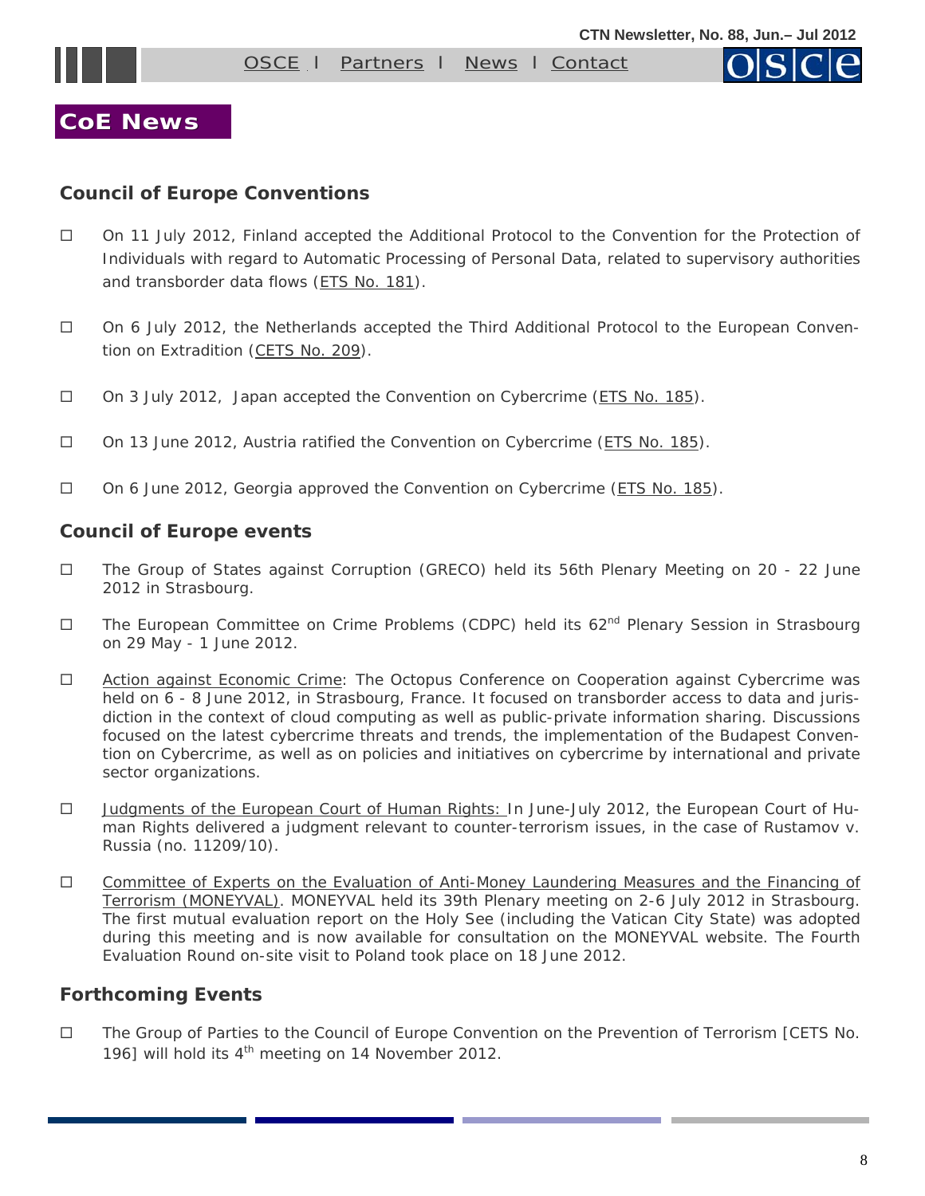# CoE News

## Council of Europe Conventions

- On 11 July 2012, Finland accepted the Additional Protocol to the Convention for the Protection of Individuals with regard to Automatic Processing of Personal Data, related to supervisory authorities and transborder data flows (ETS No. 181).

- On 6 July 2012, the Netherlands accepted the Third Additional Protocol to the European Convention on Extradition (CETS No. 209).

- On 3 July 2012, Japan accepted the Convention on Cybercrime (ETS No. 185).

- On 13 June 2012, Austria ratified the Convention on Cybercrime (ETS No. 185).

- On 6 June 2012, Georgia approved the Convention on Cybercrime (ETS No. 185).

## Council of Europe events

- The Group of States against Corruption (GRECO) held its 56th Plenary Meeting on 20 - 22 June 2012 in Strasbourg.

- The European Committee on Crime Problems (CDPC) held its 62nd Plenary Session in Strasbourg on 29 May - 1 June 2012.

- Action against Economic Crime: The Octopus Conference on Cooperation against Cybercrime was held on 6 - 8 June 2012, in Strasbourg, France. It focused on transborder access to data and jurisdiction in the context of cloud computing as well as public-private information sharing. Discussions focused on the latest cybercrime threats and trends, the implementation of the Budapest Convention on Cybercrime, as well as on policies and initiatives on cybercrime by international and private sector organizations.

- Judgments of the European Court of Human Rights: In June-July 2012, the European Court of Human Rights delivered a judgment relevant to counter-terrorism issues, in the case of Rustamov v. Russia (no. 11209/10).

- Committee of Experts on the Evaluation of Anti-Money Laundering Measures and the Financing of Terrorism (MONEYVAL). MONEYVAL held its 39th Plenary meeting on 2-6 July 2012 in Strasbourg. The first mutual evaluation report on the Holy See (including the Vatican City State) was adopted during this meeting and is now available for consultation on the MONEYVAL website. The Fourth Evaluation Round on-site visit to Poland took place on 18 June 2012.

## Forthcoming Events

- The Group of Parties to the Council of Europe Convention on the Prevention of Terrorism [CETS No. 196] will hold its 4th meeting on 14 November 2012.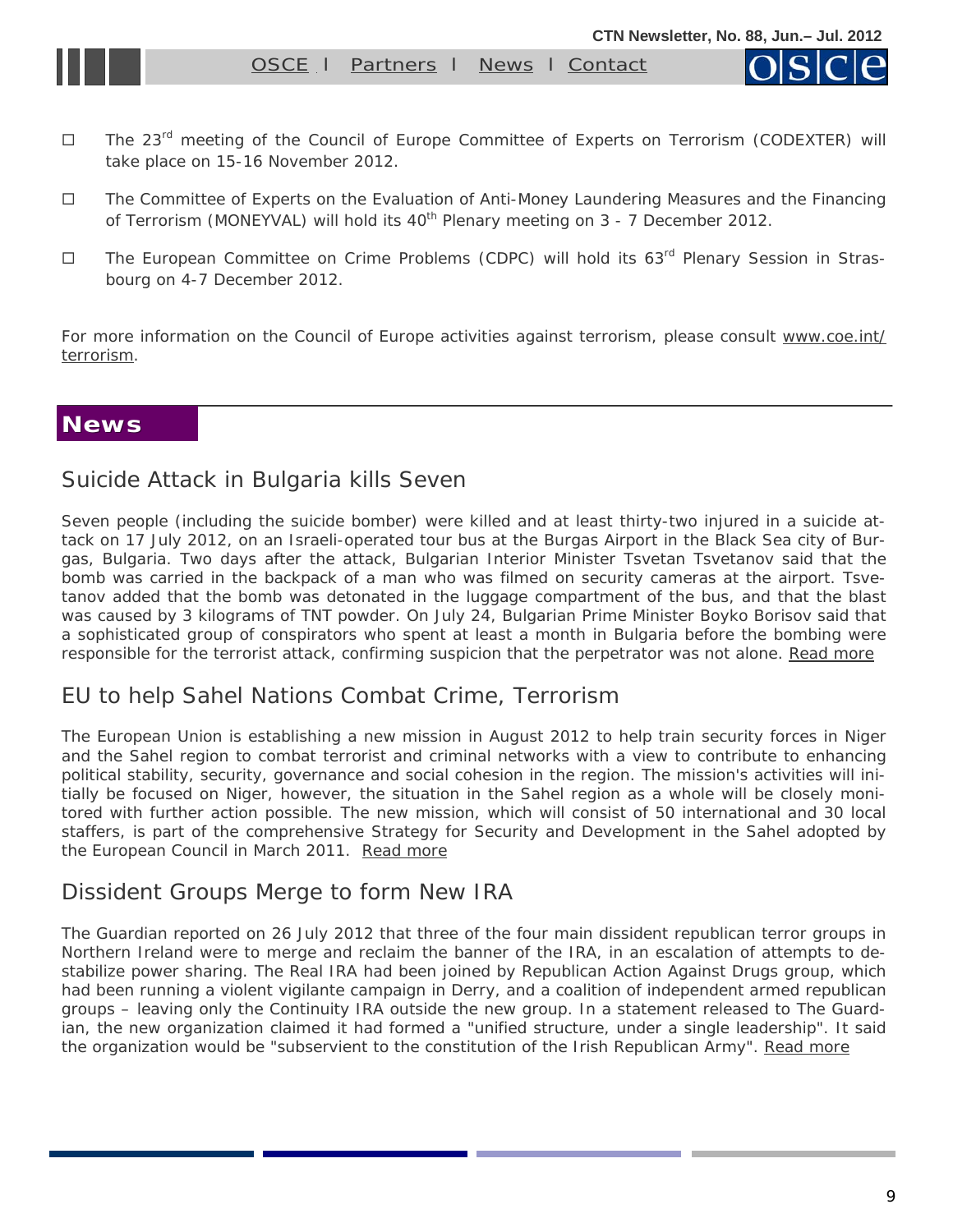- The 23rd meeting of the Council of Europe Committee of Experts on Terrorism (CODEXTER) will take place on 15-16 November 2012.
- The Committee of Experts on the Evaluation of Anti-Money Laundering Measures and the Financing of Terrorism (MONEYVAL) will hold its 40th Plenary meeting on 3 - 7 December 2012.
- The European Committee on Crime Problems (CDPC) will hold its 63rd Plenary Session in Strasbourg on 4-7 December 2012.

For more information on the Council of Europe activities against terrorism, please consult www.coe.int/terrorism.

# News

## Suicide Attack in Bulgaria kills Seven

Seven people (including the suicide bomber) were killed and at least thirty-two injured in a suicide attack on 17 July 2012, on an Israeli-operated tour bus at the Burgas Airport in the Black Sea city of Burgas, Bulgaria. Two days after the attack, Bulgarian Interior Minister Tsvetan Tsvetanov said that the bomb was carried in the backpack of a man who was filmed on security cameras at the airport. Tsvetanov added that the bomb was detonated in the luggage compartment of the bus, and that the blast was caused by 3 kilograms of TNT powder. On July 24, Bulgarian Prime Minister Boyko Borisov said that a sophisticated group of conspirators who spent at least a month in Bulgaria before the bombing were responsible for the terrorist attack, confirming suspicion that the perpetrator was not alone. Read more

## EU to help Sahel Nations Combat Crime, Terrorism

The European Union is establishing a new mission in August 2012 to help train security forces in Niger and the Sahel region to combat terrorist and criminal networks with a view to contribute to enhancing political stability, security, governance and social cohesion in the region. The mission's activities will initially be focused on Niger, however, the situation in the Sahel region as a whole will be closely monitored with further action possible. The new mission, which will consist of 50 international and 30 local staffers, is part of the comprehensive Strategy for Security and Development in the Sahel adopted by the European Council in March 2011. Read more

## Dissident Groups Merge to form New IRA

The Guardian reported on 26 July 2012 that three of the four main dissident republican terror groups in Northern Ireland were to merge and reclaim the banner of the IRA, in an escalation of attempts to destabilize power sharing. The Real IRA had been joined by Republican Action Against Drugs group, which had been running a violent vigilante campaign in Derry, and a coalition of independent armed republican groups – leaving only the Continuity IRA outside the new group. In a statement released to The Guardian, the new organization claimed it had formed a "unified structure, under a single leadership". It said the organization would be "subservient to the constitution of the Irish Republican Army". Read more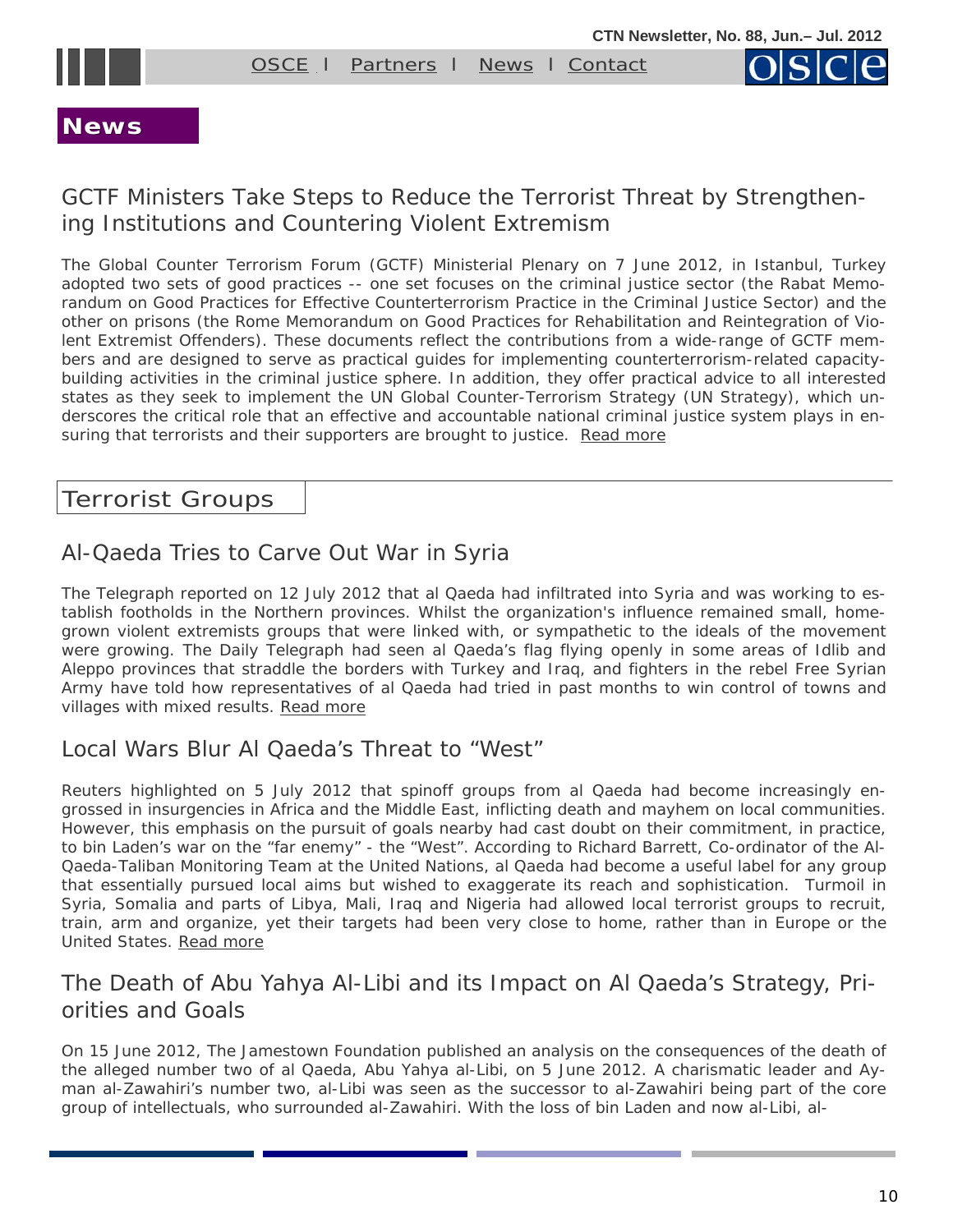# News

## GCTF Ministers Take Steps to Reduce the Terrorist Threat by Strengthening Institutions and Countering Violent Extremism

The Global Counter Terrorism Forum (GCTF) Ministerial Plenary on 7 June 2012, in Istanbul, Turkey adopted two sets of good practices -- one set focuses on the criminal justice sector (the Rabat Memorandum on Good Practices for Effective Counterterrorism Practice in the Criminal Justice Sector) and the other on prisons (the Rome Memorandum on Good Practices for Rehabilitation and Reintegration of Violent Extremist Offenders). These documents reflect the contributions from a wide-range of GCTF members and are designed to serve as practical guides for implementing counterterrorism-related capacity-building activities in the criminal justice sphere. In addition, they offer practical advice to all interested states as they seek to implement the UN Global Counter-Terrorism Strategy (UN Strategy), which underscores the critical role that an effective and accountable national criminal justice system plays in ensuring that terrorists and their supporters are brought to justice. Read more

## Terrorist Groups

### Al-Qaeda Tries to Carve Out War in Syria

The Telegraph reported on 12 July 2012 that al Qaeda had infiltrated into Syria and was working to establish footholds in the Northern provinces. Whilst the organization's influence remained small, home-grown violent extremists groups that were linked with, or sympathetic to the ideals of the movement were growing. The Daily Telegraph had seen al Qaeda's flag flying openly in some areas of Idlib and Aleppo provinces that straddle the borders with Turkey and Iraq, and fighters in the rebel Free Syrian Army have told how representatives of al Qaeda had tried in past months to win control of towns and villages with mixed results. Read more

### Local Wars Blur Al Qaeda's Threat to "West"

Reuters highlighted on 5 July 2012 that spinoff groups from al Qaeda had become increasingly engrossed in insurgencies in Africa and the Middle East, inflicting death and mayhem on local communities. However, this emphasis on the pursuit of goals nearby had cast doubt on their commitment, in practice, to bin Laden's war on the "far enemy" - the "West". According to Richard Barrett, Co-ordinator of the Al-Qaeda-Taliban Monitoring Team at the United Nations, al Qaeda had become a useful label for any group that essentially pursued local aims but wished to exaggerate its reach and sophistication. Turmoil in Syria, Somalia and parts of Libya, Mali, Iraq and Nigeria had allowed local terrorist groups to recruit, train, arm and organize, yet their targets had been very close to home, rather than in Europe or the United States. Read more

### The Death of Abu Yahya Al-Libi and its Impact on Al Qaeda's Strategy, Priorities and Goals

On 15 June 2012, The Jamestown Foundation published an analysis on the consequences of the death of the alleged number two of al Qaeda, Abu Yahya al-Libi, on 5 June 2012. A charismatic leader and Ayman al-Zawahiri's number two, al-Libi was seen as the successor to al-Zawahiri being part of the core group of intellectuals, who surrounded al-Zawahiri. With the loss of bin Laden and now al-Libi, al-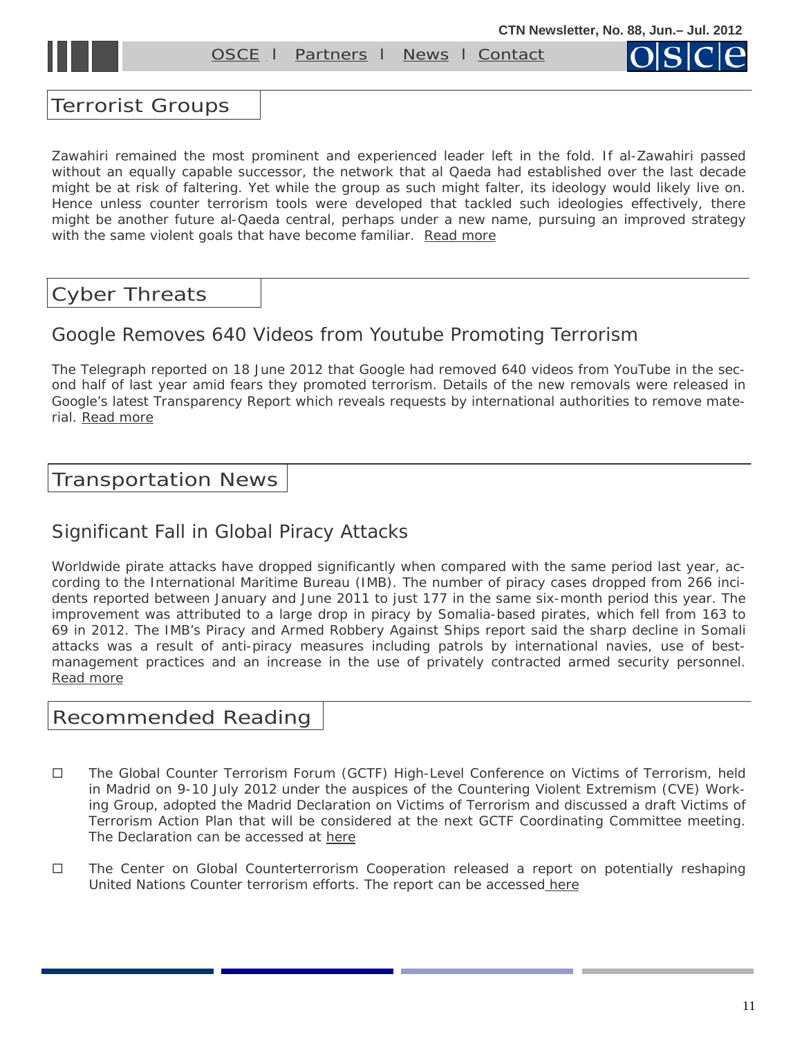## Terrorist Groups

Zawahiri remained the most prominent and experienced leader left in the fold. If al-Zawahiri passed without an equally capable successor, the network that al Qaeda had established over the last decade might be at risk of faltering. Yet while the group as such might falter, its ideology would likely live on. Hence unless counter terrorism tools were developed that tackled such ideologies effectively, there might be another future al-Qaeda central, perhaps under a new name, pursuing an improved strategy with the same violent goals that have become familiar. Read more

## Cyber Threats

### Google Removes 640 Videos from Youtube Promoting Terrorism

The Telegraph reported on 18 June 2012 that Google had removed 640 videos from YouTube in the second half of last year amid fears they promoted terrorism. Details of the new removals were released in Google's latest Transparency Report which reveals requests by international authorities to remove material. Read more

## Transportation News

### Significant Fall in Global Piracy Attacks

Worldwide pirate attacks have dropped significantly when compared with the same period last year, according to the International Maritime Bureau (IMB). The number of piracy cases dropped from 266 incidents reported between January and June 2011 to just 177 in the same six-month period this year. The improvement was attributed to a large drop in piracy by Somalia-based pirates, which fell from 163 to 69 in 2012. The IMB's Piracy and Armed Robbery Against Ships report said the sharp decline in Somali attacks was a result of anti-piracy measures including patrols by international navies, use of best-management practices and an increase in the use of privately contracted armed security personnel. Read more

## Recommended Reading

- The Global Counter Terrorism Forum (GCTF) High-Level Conference on Victims of Terrorism, held in Madrid on 9-10 July 2012 under the auspices of the Countering Violent Extremism (CVE) Working Group, adopted the Madrid Declaration on Victims of Terrorism and discussed a draft Victims of Terrorism Action Plan that will be considered at the next GCTF Coordinating Committee meeting. The Declaration can be accessed at here

- The Center on Global Counterterrorism Cooperation released a report on potentially reshaping United Nations Counter terrorism efforts. The report can be accessed here